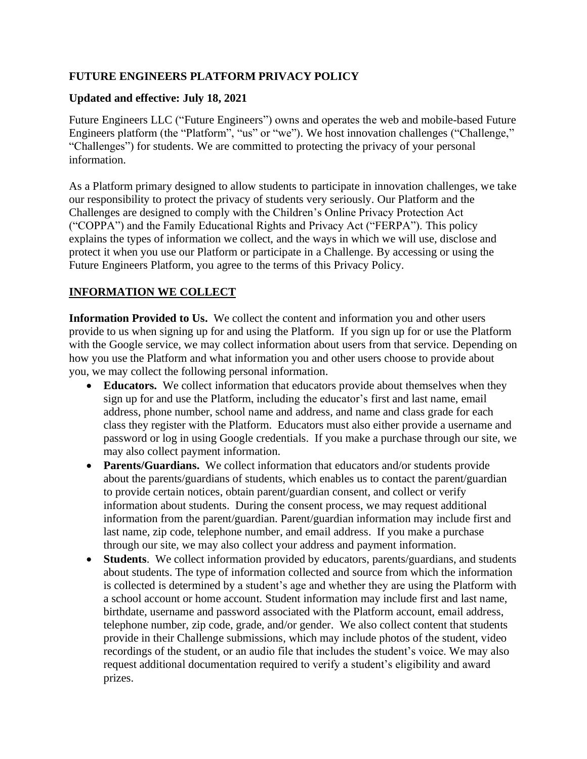# FUTURE ENGINEERS PLATFORM PRIVACY POLICY

**Updated and effective: July 18, 2021**

Future Engineers LLC ("Future Engineers") owns and operates the web and mobile-based Future Engineers platform (the "Platform", "us" or "we"). We host innovation challenges ("Challenge," "Challenges") for students. We are committed to protecting the privacy of your personal information.

As a Platform primary designed to allow students to participate in innovation challenges, we take our responsibility to protect the privacy of students very seriously. Our Platform and the Challenges are designed to comply with the Children's Online Privacy Protection Act ("COPPA") and the Family Educational Rights and Privacy Act ("FERPA"). This policy explains the types of information we collect, and the ways in which we will use, disclose and protect it when you use our Platform or participate in a Challenge. By accessing or using the Future Engineers Platform, you agree to the terms of this Privacy Policy.

## INFORMATION WE COLLECT

**Information Provided to Us.** We collect the content and information you and other users provide to us when signing up for and using the Platform. If you sign up for or use the Platform with the Google service, we may collect information about users from that service. Depending on how you use the Platform and what information you and other users choose to provide about you, we may collect the following personal information.

- **Educators.** We collect information that educators provide about themselves when they sign up for and use the Platform, including the educator's first and last name, email address, phone number, school name and address, and name and class grade for each class they register with the Platform. Educators must also either provide a username and password or log in using Google credentials. If you make a purchase through our site, we may also collect payment information.
- **Parents/Guardians.** We collect information that educators and/or students provide about the parents/guardians of students, which enables us to contact the parent/guardian to provide certain notices, obtain parent/guardian consent, and collect or verify information about students. During the consent process, we may request additional information from the parent/guardian. Parent/guardian information may include first and last name, zip code, telephone number, and email address. If you make a purchase through our site, we may also collect your address and payment information.
- **Students**. We collect information provided by educators, parents/guardians, and students about students. The type of information collected and source from which the information is collected is determined by a student's age and whether they are using the Platform with a school account or home account. Student information may include first and last name, birthdate, username and password associated with the Platform account, email address, telephone number, zip code, grade, and/or gender. We also collect content that students provide in their Challenge submissions, which may include photos of the student, video recordings of the student, or an audio file that includes the student's voice. We may also request additional documentation required to verify a student's eligibility and award prizes.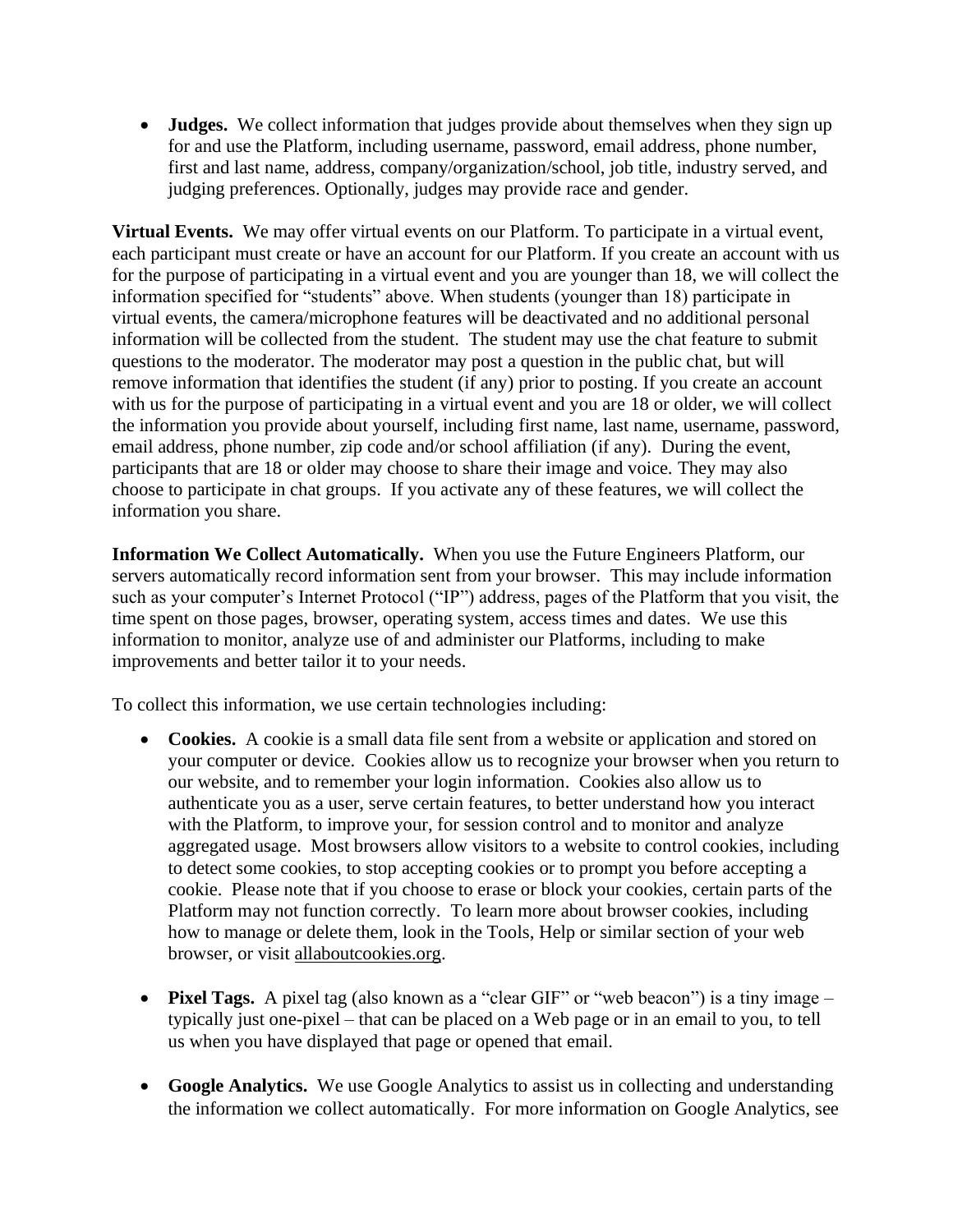- **Judges.** We collect information that judges provide about themselves when they sign up for and use the Platform, including username, password, email address, phone number, first and last name, address, company/organization/school, job title, industry served, and judging preferences. Optionally, judges may provide race and gender.

**Virtual Events.** We may offer virtual events on our Platform. To participate in a virtual event, each participant must create or have an account for our Platform. If you create an account with us for the purpose of participating in a virtual event and you are younger than 18, we will collect the information specified for "students" above. When students (younger than 18) participate in virtual events, the camera/microphone features will be deactivated and no additional personal information will be collected from the student. The student may use the chat feature to submit questions to the moderator. The moderator may post a question in the public chat, but will remove information that identifies the student (if any) prior to posting. If you create an account with us for the purpose of participating in a virtual event and you are 18 or older, we will collect the information you provide about yourself, including first name, last name, username, password, email address, phone number, zip code and/or school affiliation (if any). During the event, participants that are 18 or older may choose to share their image and voice. They may also choose to participate in chat groups. If you activate any of these features, we will collect the information you share.

**Information We Collect Automatically.** When you use the Future Engineers Platform, our servers automatically record information sent from your browser. This may include information such as your computer's Internet Protocol ("IP") address, pages of the Platform that you visit, the time spent on those pages, browser, operating system, access times and dates. We use this information to monitor, analyze use of and administer our Platforms, including to make improvements and better tailor it to your needs.

To collect this information, we use certain technologies including:

- **Cookies.** A cookie is a small data file sent from a website or application and stored on your computer or device. Cookies allow us to recognize your browser when you return to our website, and to remember your login information. Cookies also allow us to authenticate you as a user, serve certain features, to better understand how you interact with the Platform, to improve your, for session control and to monitor and analyze aggregated usage. Most browsers allow visitors to a website to control cookies, including to detect some cookies, to stop accepting cookies or to prompt you before accepting a cookie. Please note that if you choose to erase or block your cookies, certain parts of the Platform may not function correctly. To learn more about browser cookies, including how to manage or delete them, look in the Tools, Help or similar section of your web browser, or visit allaboutcookies.org.

- **Pixel Tags.** A pixel tag (also known as a "clear GIF" or "web beacon") is a tiny image – typically just one-pixel – that can be placed on a Web page or in an email to you, to tell us when you have displayed that page or opened that email.

- **Google Analytics.** We use Google Analytics to assist us in collecting and understanding the information we collect automatically. For more information on Google Analytics, see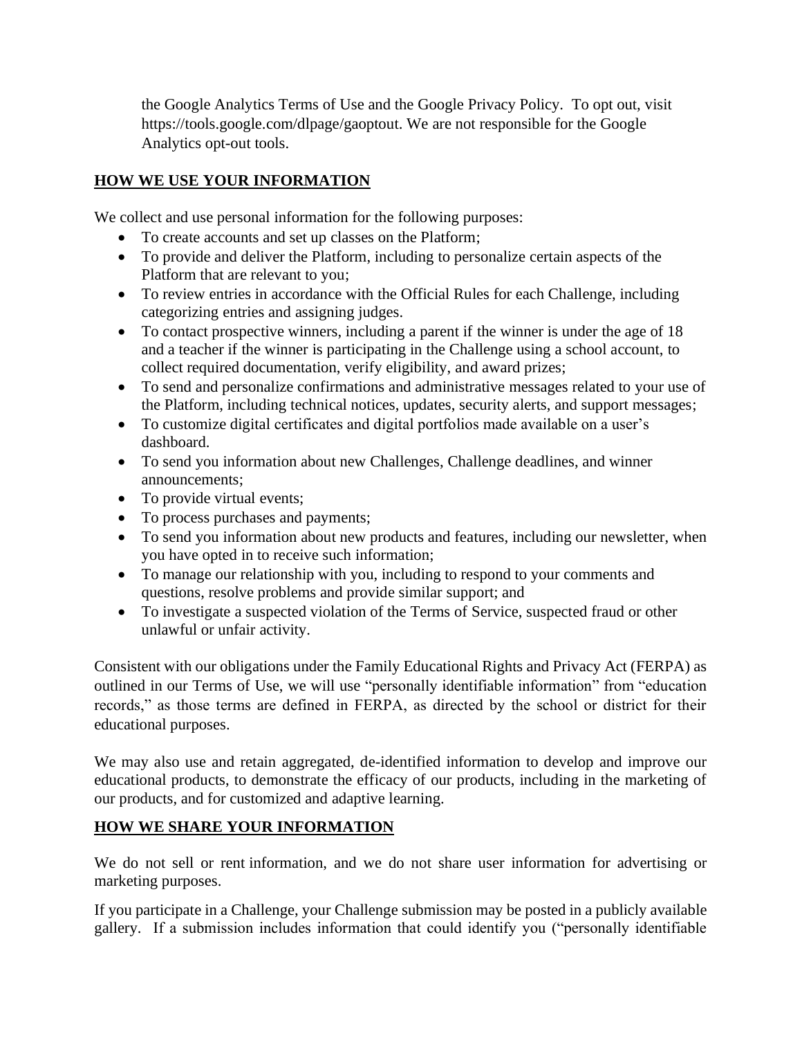the Google Analytics Terms of Use and the Google Privacy Policy. To opt out, visit https://tools.google.com/dlpage/gaoptout. We are not responsible for the Google Analytics opt-out tools.

## **HOW WE USE YOUR INFORMATION**

We collect and use personal information for the following purposes:

- To create accounts and set up classes on the Platform;
- To provide and deliver the Platform, including to personalize certain aspects of the Platform that are relevant to you;
- To review entries in accordance with the Official Rules for each Challenge, including categorizing entries and assigning judges.
- To contact prospective winners, including a parent if the winner is under the age of 18 and a teacher if the winner is participating in the Challenge using a school account, to collect required documentation, verify eligibility, and award prizes;
- To send and personalize confirmations and administrative messages related to your use of the Platform, including technical notices, updates, security alerts, and support messages;
- To customize digital certificates and digital portfolios made available on a user's dashboard.
- To send you information about new Challenges, Challenge deadlines, and winner announcements;
- To provide virtual events;
- To process purchases and payments;
- To send you information about new products and features, including our newsletter, when you have opted in to receive such information;
- To manage our relationship with you, including to respond to your comments and questions, resolve problems and provide similar support; and
- To investigate a suspected violation of the Terms of Service, suspected fraud or other unlawful or unfair activity.

Consistent with our obligations under the Family Educational Rights and Privacy Act (FERPA) as outlined in our Terms of Use, we will use "personally identifiable information" from "education records," as those terms are defined in FERPA, as directed by the school or district for their educational purposes.

We may also use and retain aggregated, de-identified information to develop and improve our educational products, to demonstrate the efficacy of our products, including in the marketing of our products, and for customized and adaptive learning.

## **HOW WE SHARE YOUR INFORMATION**

We do not sell or rent information, and we do not share user information for advertising or marketing purposes.

If you participate in a Challenge, your Challenge submission may be posted in a publicly available gallery. If a submission includes information that could identify you ("personally identifiable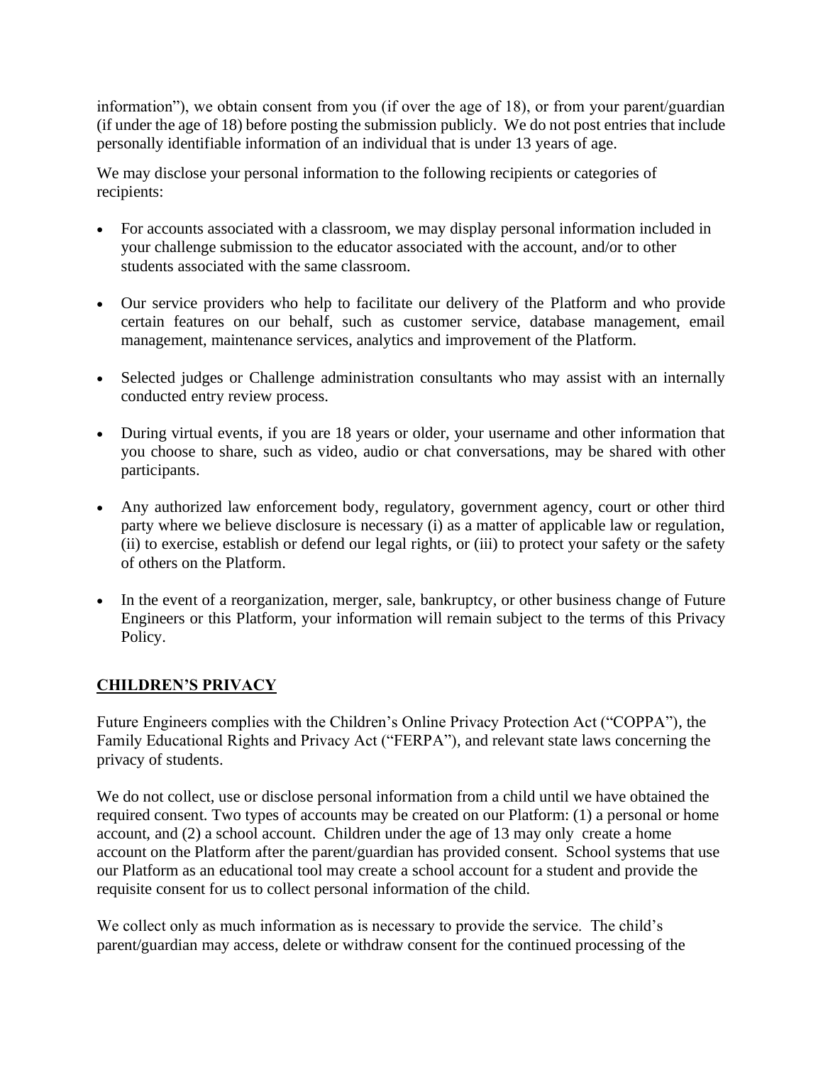information"), we obtain consent from you (if over the age of 18), or from your parent/guardian (if under the age of 18) before posting the submission publicly. We do not post entries that include personally identifiable information of an individual that is under 13 years of age.

We may disclose your personal information to the following recipients or categories of recipients:

- For accounts associated with a classroom, we may display personal information included in your challenge submission to the educator associated with the account, and/or to other students associated with the same classroom.
- Our service providers who help to facilitate our delivery of the Platform and who provide certain features on our behalf, such as customer service, database management, email management, maintenance services, analytics and improvement of the Platform.
- Selected judges or Challenge administration consultants who may assist with an internally conducted entry review process.
- During virtual events, if you are 18 years or older, your username and other information that you choose to share, such as video, audio or chat conversations, may be shared with other participants.
- Any authorized law enforcement body, regulatory, government agency, court or other third party where we believe disclosure is necessary (i) as a matter of applicable law or regulation, (ii) to exercise, establish or defend our legal rights, or (iii) to protect your safety or the safety of others on the Platform.
- In the event of a reorganization, merger, sale, bankruptcy, or other business change of Future Engineers or this Platform, your information will remain subject to the terms of this Privacy Policy.

## CHILDREN'S PRIVACY

Future Engineers complies with the Children's Online Privacy Protection Act ("COPPA"), the Family Educational Rights and Privacy Act ("FERPA"), and relevant state laws concerning the privacy of students.

We do not collect, use or disclose personal information from a child until we have obtained the required consent. Two types of accounts may be created on our Platform: (1) a personal or home account, and (2) a school account. Children under the age of 13 may only create a home account on the Platform after the parent/guardian has provided consent. School systems that use our Platform as an educational tool may create a school account for a student and provide the requisite consent for us to collect personal information of the child.

We collect only as much information as is necessary to provide the service. The child's parent/guardian may access, delete or withdraw consent for the continued processing of the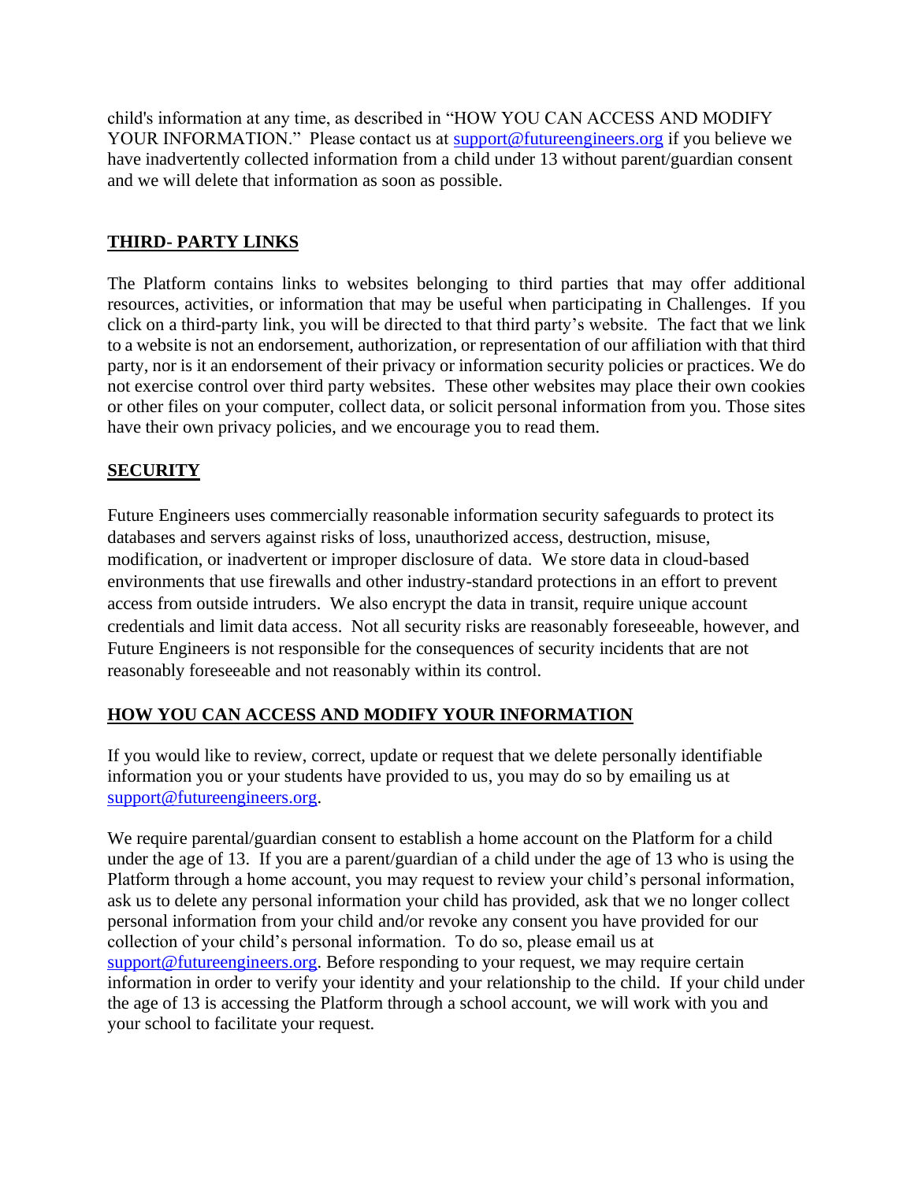child's information at any time, as described in "HOW YOU CAN ACCESS AND MODIFY YOUR INFORMATION." Please contact us at [support@futureengineers.org](mailto:support@futureengineers.org) if you believe we have inadvertently collected information from a child under 13 without parent/guardian consent and we will delete that information as soon as possible.

## THIRD- PARTY LINKS

The Platform contains links to websites belonging to third parties that may offer additional resources, activities, or information that may be useful when participating in Challenges. If you click on a third-party link, you will be directed to that third party's website. The fact that we link to a website is not an endorsement, authorization, or representation of our affiliation with that third party, nor is it an endorsement of their privacy or information security policies or practices. We do not exercise control over third party websites. These other websites may place their own cookies or other files on your computer, collect data, or solicit personal information from you. Those sites have their own privacy policies, and we encourage you to read them.

## SECURITY

Future Engineers uses commercially reasonable information security safeguards to protect its databases and servers against risks of loss, unauthorized access, destruction, misuse, modification, or inadvertent or improper disclosure of data. We store data in cloud-based environments that use firewalls and other industry-standard protections in an effort to prevent access from outside intruders. We also encrypt the data in transit, require unique account credentials and limit data access. Not all security risks are reasonably foreseeable, however, and Future Engineers is not responsible for the consequences of security incidents that are not reasonably foreseeable and not reasonably within its control.

## HOW YOU CAN ACCESS AND MODIFY YOUR INFORMATION

If you would like to review, correct, update or request that we delete personally identifiable information you or your students have provided to us, you may do so by emailing us at [support@futureengineers.org](mailto:support@futureengineers.org).

We require parental/guardian consent to establish a home account on the Platform for a child under the age of 13. If you are a parent/guardian of a child under the age of 13 who is using the Platform through a home account, you may request to review your child's personal information, ask us to delete any personal information your child has provided, ask that we no longer collect personal information from your child and/or revoke any consent you have provided for our collection of your child's personal information. To do so, please email us at [support@futureengineers.org](mailto:support@futureengineers.org). Before responding to your request, we may require certain information in order to verify your identity and your relationship to the child. If your child under the age of 13 is accessing the Platform through a school account, we will work with you and your school to facilitate your request.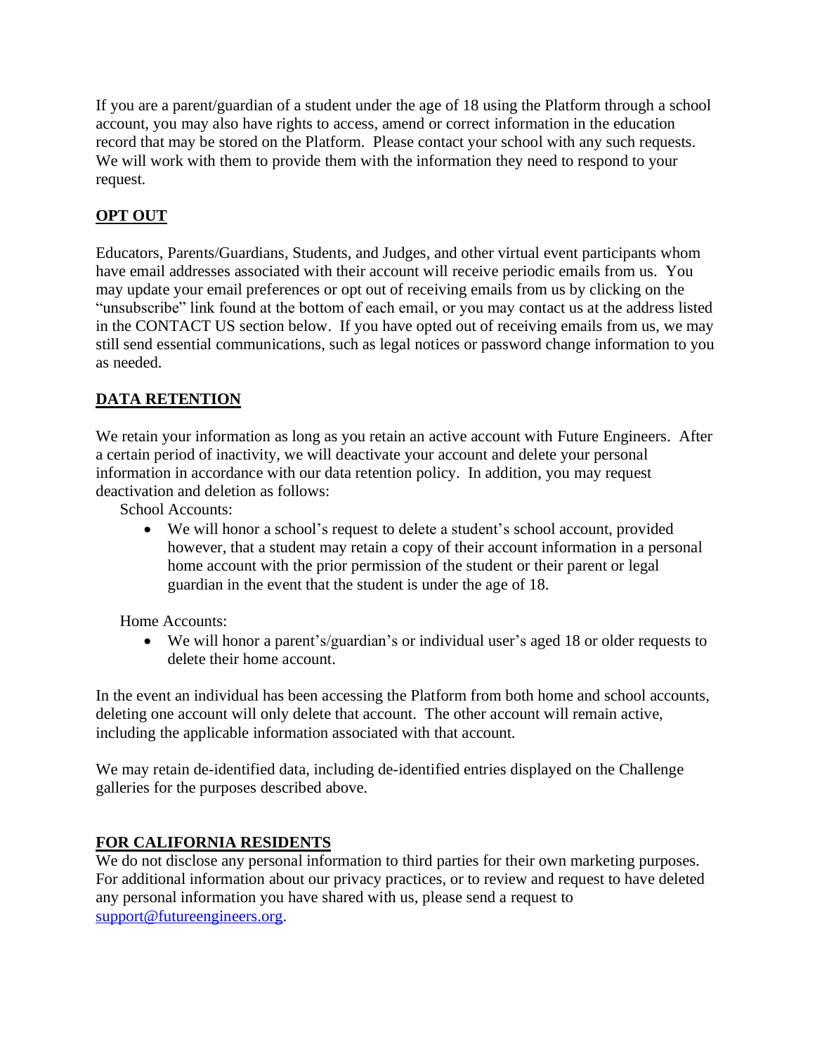If you are a parent/guardian of a student under the age of 18 using the Platform through a school account, you may also have rights to access, amend or correct information in the education record that may be stored on the Platform. Please contact your school with any such requests. We will work with them to provide them with the information they need to respond to your request.

## OPT OUT

Educators, Parents/Guardians, Students, and Judges, and other virtual event participants whom have email addresses associated with their account will receive periodic emails from us. You may update your email preferences or opt out of receiving emails from us by clicking on the "unsubscribe" link found at the bottom of each email, or you may contact us at the address listed in the CONTACT US section below. If you have opted out of receiving emails from us, we may still send essential communications, such as legal notices or password change information to you as needed.

## DATA RETENTION

We retain your information as long as you retain an active account with Future Engineers. After a certain period of inactivity, we will deactivate your account and delete your personal information in accordance with our data retention policy. In addition, you may request deactivation and deletion as follows:

School Accounts:

- We will honor a school's request to delete a student's school account, provided however, that a student may retain a copy of their account information in a personal home account with the prior permission of the student or their parent or legal guardian in the event that the student is under the age of 18.

Home Accounts:

- We will honor a parent's/guardian's or individual user's aged 18 or older requests to delete their home account.

In the event an individual has been accessing the Platform from both home and school accounts, deleting one account will only delete that account. The other account will remain active, including the applicable information associated with that account.

We may retain de-identified data, including de-identified entries displayed on the Challenge galleries for the purposes described above.

## FOR CALIFORNIA RESIDENTS

We do not disclose any personal information to third parties for their own marketing purposes. For additional information about our privacy practices, or to review and request to have deleted any personal information you have shared with us, please send a request to support@futureengineers.org.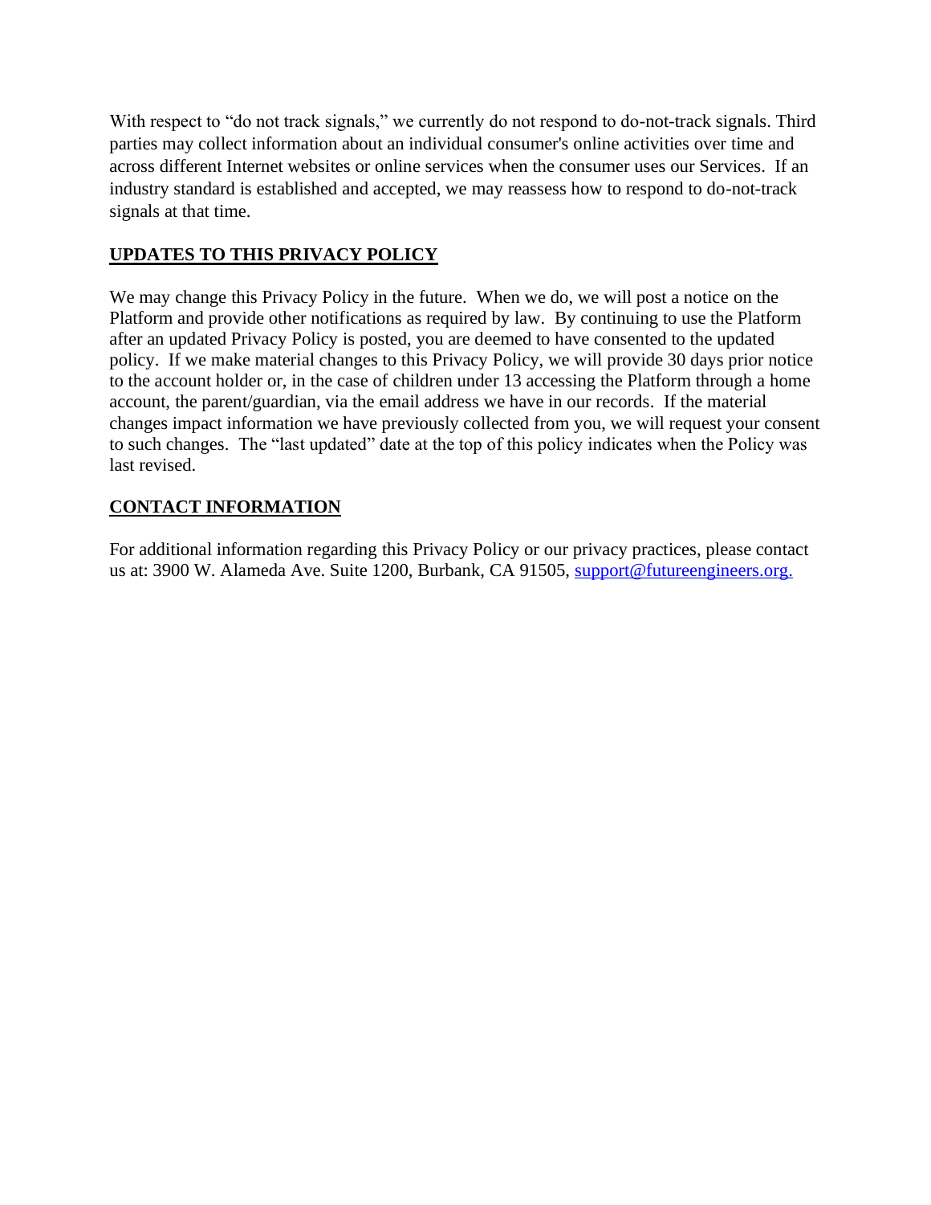With respect to "do not track signals," we currently do not respond to do-not-track signals. Third parties may collect information about an individual consumer's online activities over time and across different Internet websites or online services when the consumer uses our Services. If an industry standard is established and accepted, we may reassess how to respond to do-not-track signals at that time.

## UPDATES TO THIS PRIVACY POLICY

We may change this Privacy Policy in the future. When we do, we will post a notice on the Platform and provide other notifications as required by law. By continuing to use the Platform after an updated Privacy Policy is posted, you are deemed to have consented to the updated policy. If we make material changes to this Privacy Policy, we will provide 30 days prior notice to the account holder or, in the case of children under 13 accessing the Platform through a home account, the parent/guardian, via the email address we have in our records. If the material changes impact information we have previously collected from you, we will request your consent to such changes. The "last updated" date at the top of this policy indicates when the Policy was last revised.

## CONTACT INFORMATION

For additional information regarding this Privacy Policy or our privacy practices, please contact us at: 3900 W. Alameda Ave. Suite 1200, Burbank, CA 91505, [support@futureengineers.org.](mailto:support@futureengineers.org)